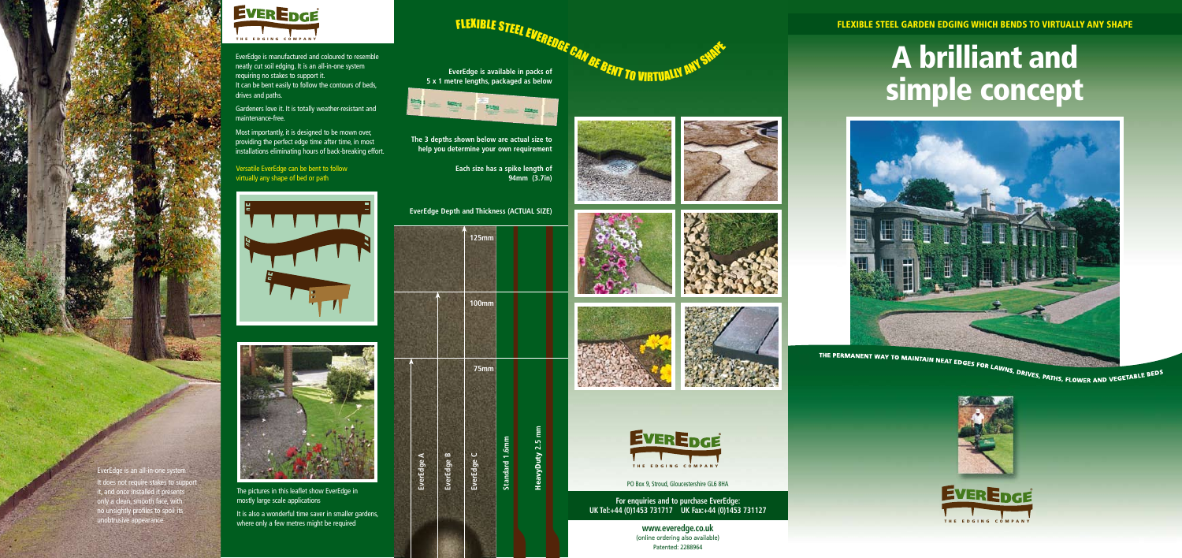EverEdge is an all-in-one system

It does not require stakes to support it, and once installed it presents only a clean, smooth face, with no unsightly profiles to spoil its unobtrusive appearance

# EverEdge

THE EDGING COMPANY

EverEdge is manufactured and coloured to resemble neatly cut soil edging. It is an all-in-one system requiring no stakes to support it.
It can be bent easily to follow the contours of beds, drives and paths.

Gardeners love it. It is totally weather-resistant and maintenance-free.

Most importantly, it is designed to be mown over, providing the perfect edge time after time, in most installations eliminating hours of back-breaking effort.

Versatile EverEdge can be bent to follow virtually any shape of bed or path

The pictures in this leaflet show EverEdge in mostly large scale applications

It is also a wonderful time saver in smaller gardens, where only a few metres might be required

## FLEXIBLE STEEL EVEREDGE CAN BE BENT TO VIRTUALLY ANY SHAPE

**EverEdge is available in packs of 5 x 1 metre lengths, packaged as below**

**The 3 depths shown below are actual size to help you determine your own requirement**

**Each size has a spike length of 94mm (3.7in)**

**EverEdge Depth and Thickness (ACTUAL SIZE)**

| EverEdge A | EverEdge B | EverEdge C |
| --- | --- | --- |
| 125mm | 100mm | 75mm |

| Standard 1.6mm | HeavyDuty 2.5 mm |
| --- | --- |

# EverEdge

THE EDGING COMPANY

PO Box 9, Stroud, Gloucestershire GL6 8HA

**For enquiries and to purchase EverEdge:**
**UK Tel:+44 (0)1453 731717 UK Fax:+44 (0)1453 731127**

**www.everedge.co.uk**
(online ordering also available)
Patented: 2288964

## FLEXIBLE STEEL GARDEN EDGING WHICH BENDS TO VIRTUALLY ANY SHAPE

# A brilliant and simple concept

THE PERMANENT WAY TO MAINTAIN NEAT EDGES FOR LAWNS, DRIVES, PATHS, FLOWER AND VEGETABLE BEDS

# EverEdge

THE EDGING COMPANY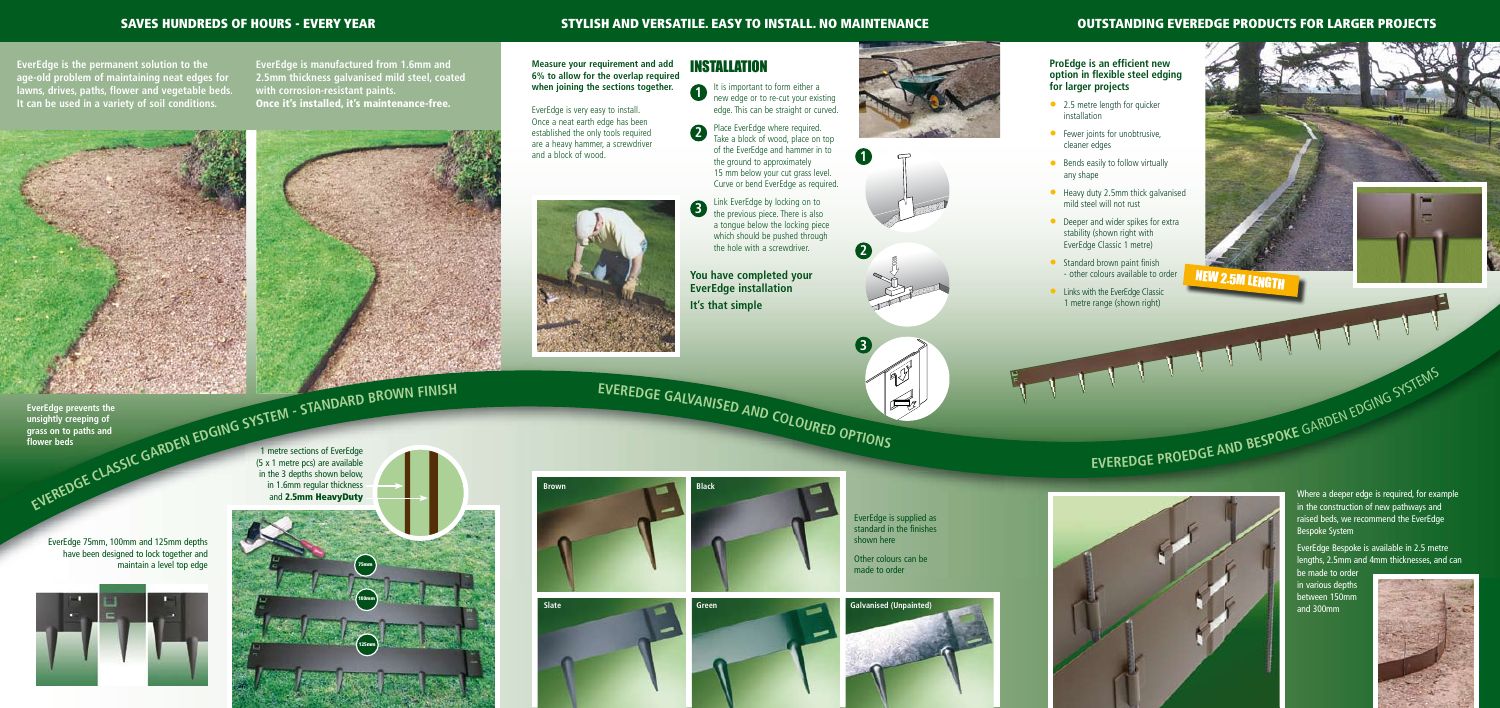## SAVES HUNDREDS OF HOURS - EVERY YEAR

**EverEdge is the permanent solution to the age-old problem of maintaining neat edges for lawns, drives, paths, flower and vegetable beds. It can be used in a variety of soil conditions.**

**EverEdge is manufactured from 1.6mm and 2.5mm thickness galvanised mild steel, coated with corrosion-resistant paints. Once it's installed, it's maintenance-free.**

**EverEdge prevents the unsightly creeping of grass on to paths and flower beds**

## EVEREDGE CLASSIC GARDEN EDGING SYSTEM - STANDARD BROWN FINISH

1 metre sections of EverEdge (5 x 1 metre pcs) are available in the 3 depths shown below, in 1.6mm regular thickness and **2.5mm HeavyDuty**

EverEdge 75mm, 100mm and 125mm depths have been designed to lock together and maintain a level top edge

75mm

100mm

125mm

## STYLISH AND VERSATILE. EASY TO INSTALL. NO MAINTENANCE

**Measure your requirement and add 6% to allow for the overlap required when joining the sections together.**

EverEdge is very easy to install. Once a neat earth edge has been established the only tools required are a heavy hammer, a screwdriver and a block of wood.

### INSTALLATION

1. It is important to form either a new edge or to re-cut your existing edge. This can be straight or curved.
2. Place EverEdge where required. Take a block of wood, place on top of the EverEdge and hammer in to the ground to approximately 15 mm below your cut grass level. Curve or bend EverEdge as required.
3. Link EverEdge by locking on to the previous piece. There is also a tongue below the locking piece which should be pushed through the hole with a screwdriver.

**You have completed your EverEdge installation**

**It's that simple**

## EVEREDGE GALVANISED AND COLOURED OPTIONS

Brown

Black

Slate

Green

Galvanised (Unpainted)

EverEdge is supplied as standard in the finishes shown here

Other colours can be made to order

## OUTSTANDING EVEREDGE PRODUCTS FOR LARGER PROJECTS

**ProEdge is an efficient new option in flexible steel edging for larger projects**

- 2.5 metre length for quicker installation
- Fewer joints for unobtrusive, cleaner edges
- Bends easily to follow virtually any shape
- Heavy duty 2.5mm thick galvanised mild steel will not rust
- Deeper and wider spikes for extra stability (shown right with EverEdge Classic 1 metre)
- Standard brown paint finish - other colours available to order
- Links with the EverEdge Classic 1 metre range (shown right)

NEW 2.5M LENGTH

## EVEREDGE PROEDGE AND BESPOKE GARDEN EDGING SYSTEMS

Where a deeper edge is required, for example in the construction of new pathways and raised beds, we recommend the EverEdge Bespoke System

EverEdge Bespoke is available in 2.5 metre lengths, 2.5mm and 4mm thicknesses, and can be made to order in various depths between 150mm and 300mm